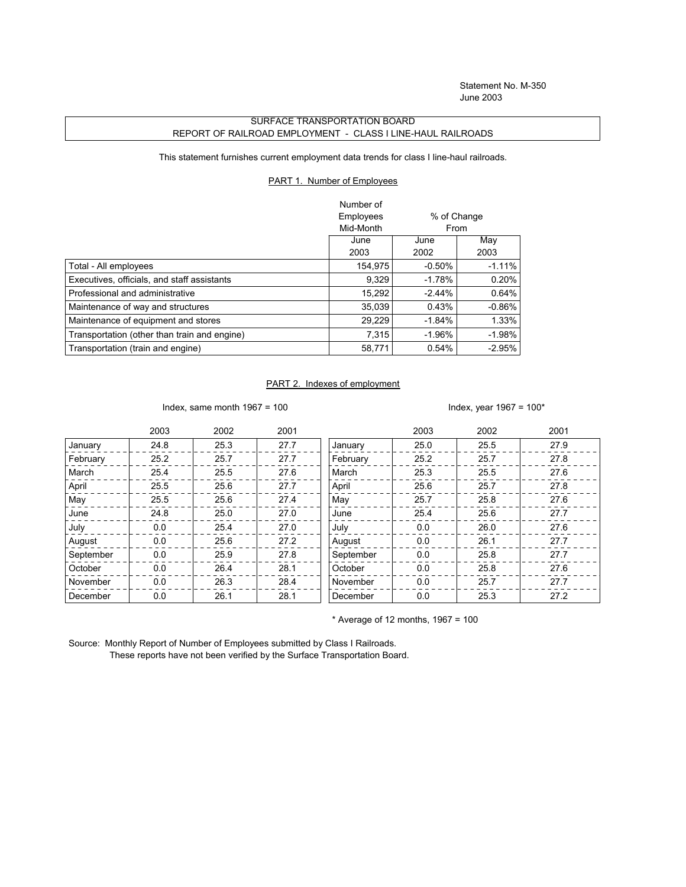Statement No. M-350
June 2003

# SURFACE TRANSPORTATION BOARD
## REPORT OF RAILROAD EMPLOYMENT - CLASS I LINE-HAUL RAILROADS

This statement furnishes current employment data trends for class I line-haul railroads.

### PART 1. Number of Employees

| | Number of Employees Mid-Month | % of Change From | |
|---|---|---|---|
| | June 2003 | June 2002 | May 2003 |
| Total - All employees | 154,975 | -0.50% | -1.11% |
| Executives, officials, and staff assistants | 9,329 | -1.78% | 0.20% |
| Professional and administrative | 15,292 | -2.44% | 0.64% |
| Maintenance of way and structures | 35,039 | 0.43% | -0.86% |
| Maintenance of equipment and stores | 29,229 | -1.84% | 1.33% |
| Transportation (other than train and engine) | 7,315 | -1.96% | -1.98% |
| Transportation (train and engine) | 58,771 | 0.54% | -2.95% |

### PART 2. Indexes of employment

Index, same month 1967 = 100

| | 2003 | 2002 | 2001 |
|---|---|---|---|
| January | 24.8 | 25.3 | 27.7 |
| February | 25.2 | 25.7 | 27.7 |
| March | 25.4 | 25.5 | 27.6 |
| April | 25.5 | 25.6 | 27.7 |
| May | 25.5 | 25.6 | 27.4 |
| June | 24.8 | 25.0 | 27.0 |
| July | 0.0 | 25.4 | 27.0 |
| August | 0.0 | 25.6 | 27.2 |
| September | 0.0 | 25.9 | 27.8 |
| October | 0.0 | 26.4 | 28.1 |
| November | 0.0 | 26.3 | 28.4 |
| December | 0.0 | 26.1 | 28.1 |

Index, year 1967 = 100*

| | 2003 | 2002 | 2001 |
|---|---|---|---|
| January | 25.0 | 25.5 | 27.9 |
| February | 25.2 | 25.7 | 27.8 |
| March | 25.3 | 25.5 | 27.6 |
| April | 25.6 | 25.7 | 27.8 |
| May | 25.7 | 25.8 | 27.6 |
| June | 25.4 | 25.6 | 27.7 |
| July | 0.0 | 26.0 | 27.6 |
| August | 0.0 | 26.1 | 27.7 |
| September | 0.0 | 25.8 | 27.7 |
| October | 0.0 | 25.8 | 27.6 |
| November | 0.0 | 25.7 | 27.7 |
| December | 0.0 | 25.3 | 27.2 |

* Average of 12 months, 1967 = 100

Source: Monthly Report of Number of Employees submitted by Class I Railroads.
These reports have not been verified by the Surface Transportation Board.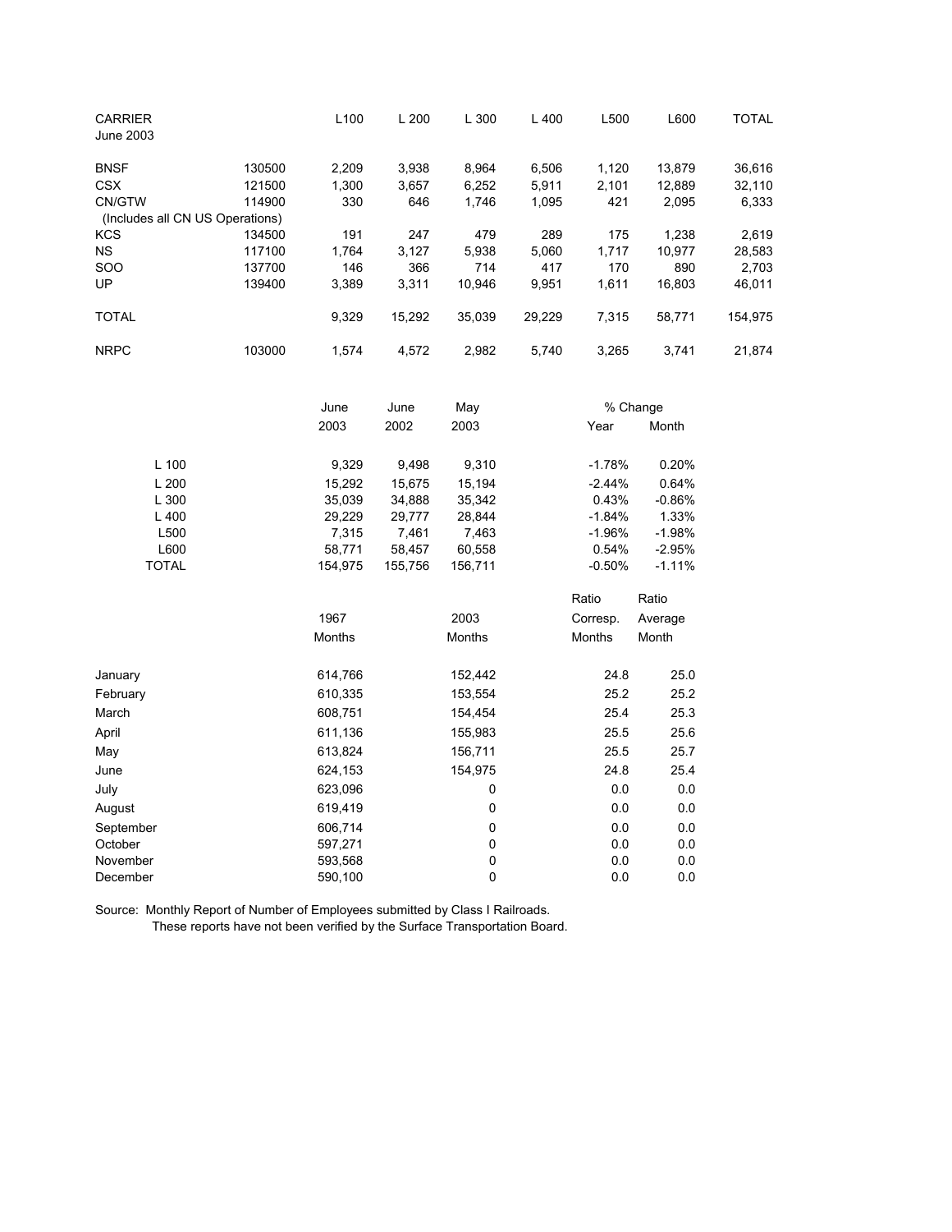| CARRIER June 2003 | | L100 | L 200 | L 300 | L 400 | L500 | L600 | TOTAL |
|---|---|---|---|---|---|---|---|---|
| BNSF | 130500 | 2,209 | 3,938 | 8,964 | 6,506 | 1,120 | 13,879 | 36,616 |
| CSX | 121500 | 1,300 | 3,657 | 6,252 | 5,911 | 2,101 | 12,889 | 32,110 |
| CN/GTW | 114900 | 330 | 646 | 1,746 | 1,095 | 421 | 2,095 | 6,333 |
| (Includes all CN US Operations) | | | | | | | | |
| KCS | 134500 | 191 | 247 | 479 | 289 | 175 | 1,238 | 2,619 |
| NS | 117100 | 1,764 | 3,127 | 5,938 | 5,060 | 1,717 | 10,977 | 28,583 |
| SOO | 137700 | 146 | 366 | 714 | 417 | 170 | 890 | 2,703 |
| UP | 139400 | 3,389 | 3,311 | 10,946 | 9,951 | 1,611 | 16,803 | 46,011 |
| TOTAL | | 9,329 | 15,292 | 35,039 | 29,229 | 7,315 | 58,771 | 154,975 |
| NRPC | 103000 | 1,574 | 4,572 | 2,982 | 5,740 | 3,265 | 3,741 | 21,874 |

| | June 2003 | June 2002 | May 2003 | % Change Year | % Change Month |
|---|---|---|---|---|---|
| L 100 | 9,329 | 9,498 | 9,310 | -1.78% | 0.20% |
| L 200 | 15,292 | 15,675 | 15,194 | -2.44% | 0.64% |
| L 300 | 35,039 | 34,888 | 35,342 | 0.43% | -0.86% |
| L 400 | 29,229 | 29,777 | 28,844 | -1.84% | 1.33% |
| L500 | 7,315 | 7,461 | 7,463 | -1.96% | -1.98% |
| L600 | 58,771 | 58,457 | 60,558 | 0.54% | -2.95% |
| TOTAL | 154,975 | 155,756 | 156,711 | -0.50% | -1.11% |

| | 1967 Months | 2003 Months | Ratio Corresp. Months | Ratio Average Month |
|---|---|---|---|---|
| January | 614,766 | 152,442 | 24.8 | 25.0 |
| February | 610,335 | 153,554 | 25.2 | 25.2 |
| March | 608,751 | 154,454 | 25.4 | 25.3 |
| April | 611,136 | 155,983 | 25.5 | 25.6 |
| May | 613,824 | 156,711 | 25.5 | 25.7 |
| June | 624,153 | 154,975 | 24.8 | 25.4 |
| July | 623,096 | 0 | 0.0 | 0.0 |
| August | 619,419 | 0 | 0.0 | 0.0 |
| September | 606,714 | 0 | 0.0 | 0.0 |
| October | 597,271 | 0 | 0.0 | 0.0 |
| November | 593,568 | 0 | 0.0 | 0.0 |
| December | 590,100 | 0 | 0.0 | 0.0 |

Source: Monthly Report of Number of Employees submitted by Class I Railroads.
These reports have not been verified by the Surface Transportation Board.